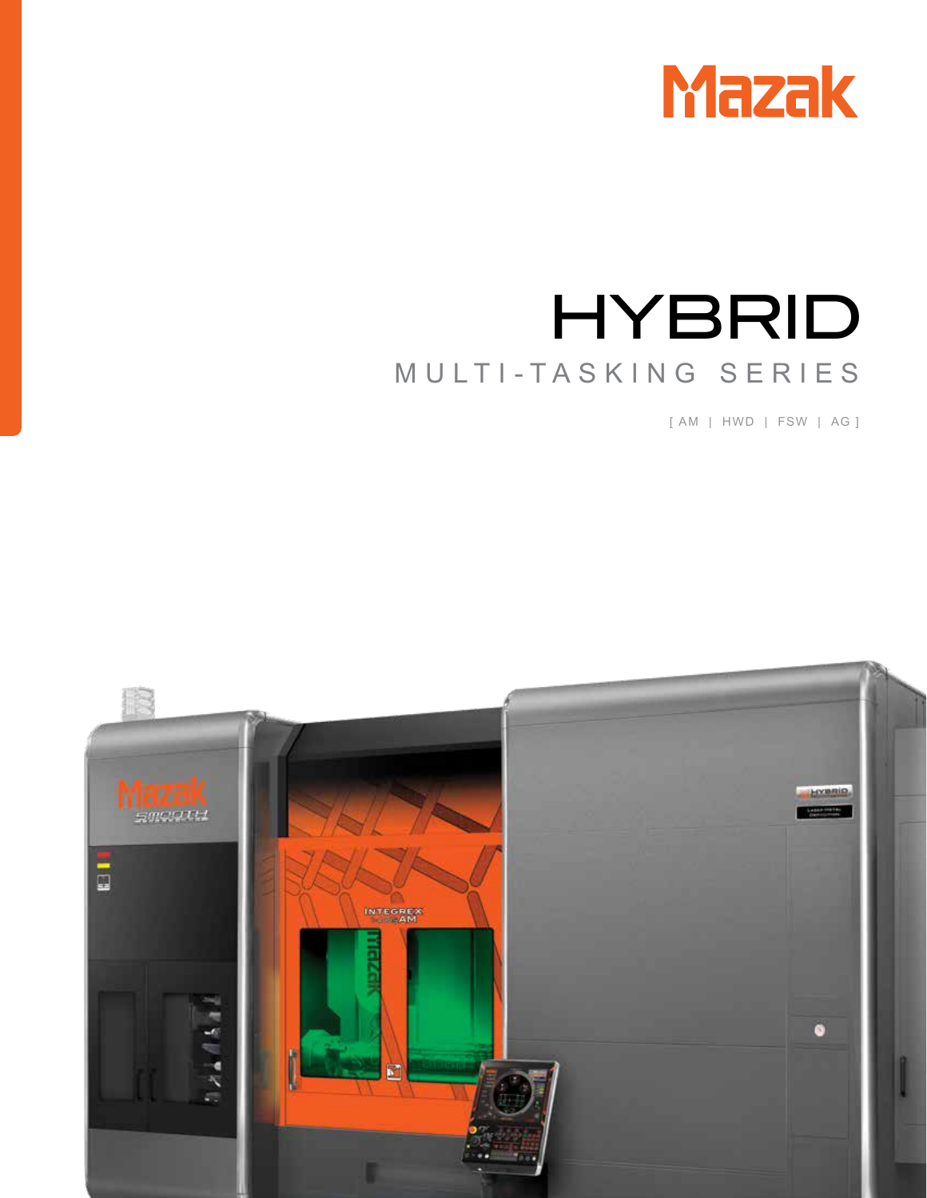Mazak

# HYBRID

## MULTI-TASKING SERIES

[ AM | HWD | FSW | AG ]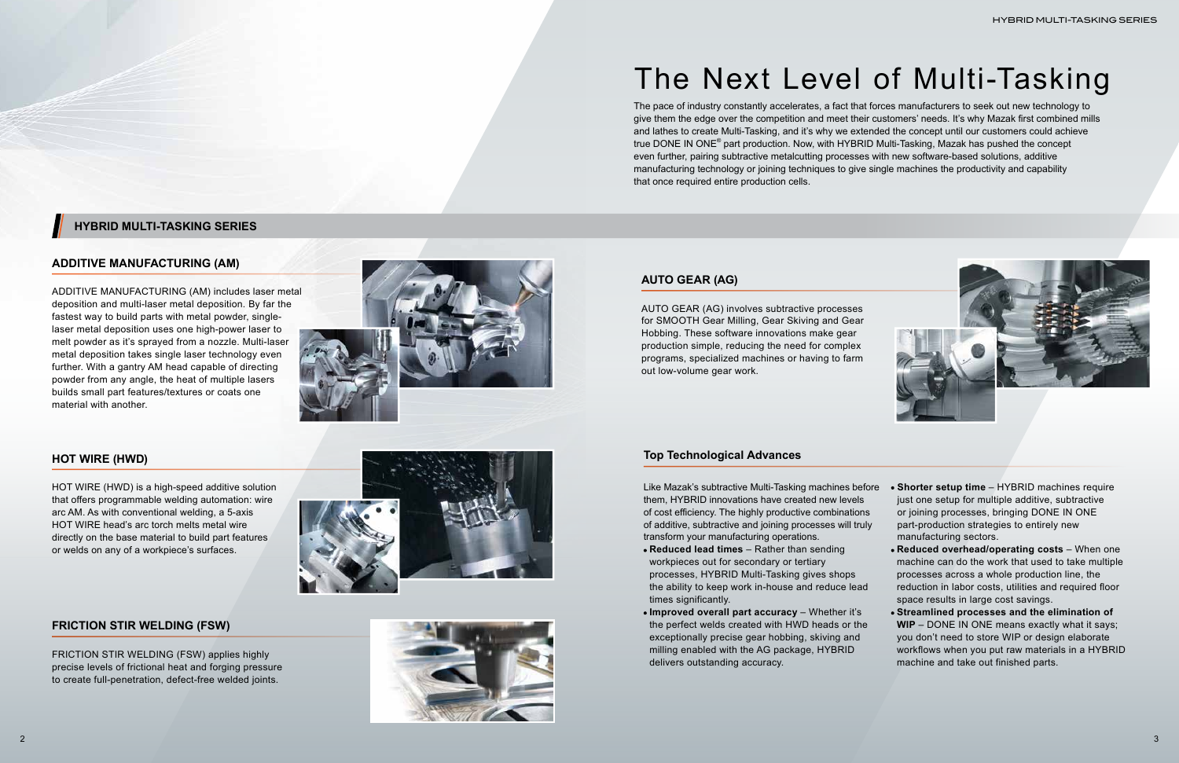# The Next Level of Multi-Tasking

The pace of industry constantly accelerates, a fact that forces manufacturers to seek out new technology to give them the edge over the competition and meet their customers' needs. It's why Mazak first combined mills and lathes to create Multi-Tasking, and it's why we extended the concept until our customers could achieve true DONE IN ONE® part production. Now, with HYBRID Multi-Tasking, Mazak has pushed the concept even further, pairing subtractive metalcutting processes with new software-based solutions, additive manufacturing technology or joining techniques to give single machines the productivity and capability that once required entire production cells.

## HYBRID MULTI-TASKING SERIES

### ADDITIVE MANUFACTURING (AM)

ADDITIVE MANUFACTURING (AM) includes laser metal deposition and multi-laser metal deposition. By far the fastest way to build parts with metal powder, single-laser metal deposition uses one high-power laser to melt powder as it's sprayed from a nozzle. Multi-laser metal deposition takes single laser technology even further. With a gantry AM head capable of directing powder from any angle, the heat of multiple lasers builds small part features/textures or coats one material with another.

### HOT WIRE (HWD)

HOT WIRE (HWD) is a high-speed additive solution that offers programmable welding automation: wire arc AM. As with conventional welding, a 5-axis HOT WIRE head's arc torch melts metal wire directly on the base material to build part features or welds on any of a workpiece's surfaces.

### FRICTION STIR WELDING (FSW)

FRICTION STIR WELDING (FSW) applies highly precise levels of frictional heat and forging pressure to create full-penetration, defect-free welded joints.

### AUTO GEAR (AG)

AUTO GEAR (AG) involves subtractive processes for SMOOTH Gear Milling, Gear Skiving and Gear Hobbing. These software innovations make gear production simple, reducing the need for complex programs, specialized machines or having to farm out low-volume gear work.

### Top Technological Advances

Like Mazak's subtractive Multi-Tasking machines before them, HYBRID innovations have created new levels of cost efficiency. The highly productive combinations of additive, subtractive and joining processes will truly transform your manufacturing operations.

- **Reduced lead times** – Rather than sending workpieces out for secondary or tertiary processes, HYBRID Multi-Tasking gives shops the ability to keep work in-house and reduce lead times significantly.
- **Improved overall part accuracy** – Whether it's the perfect welds created with HWD heads or the exceptionally precise gear hobbing, skiving and milling enabled with the AG package, HYBRID delivers outstanding accuracy.
- **Shorter setup time** – HYBRID machines require just one setup for multiple additive, subtractive or joining processes, bringing DONE IN ONE part-production strategies to entirely new manufacturing sectors.
- **Reduced overhead/operating costs** – When one machine can do the work that used to take multiple processes across a whole production line, the reduction in labor costs, utilities and required floor space results in large cost savings.
- **Streamlined processes and the elimination of WIP** – DONE IN ONE means exactly what it says; you don't need to store WIP or design elaborate workflows when you put raw materials in a HYBRID machine and take out finished parts.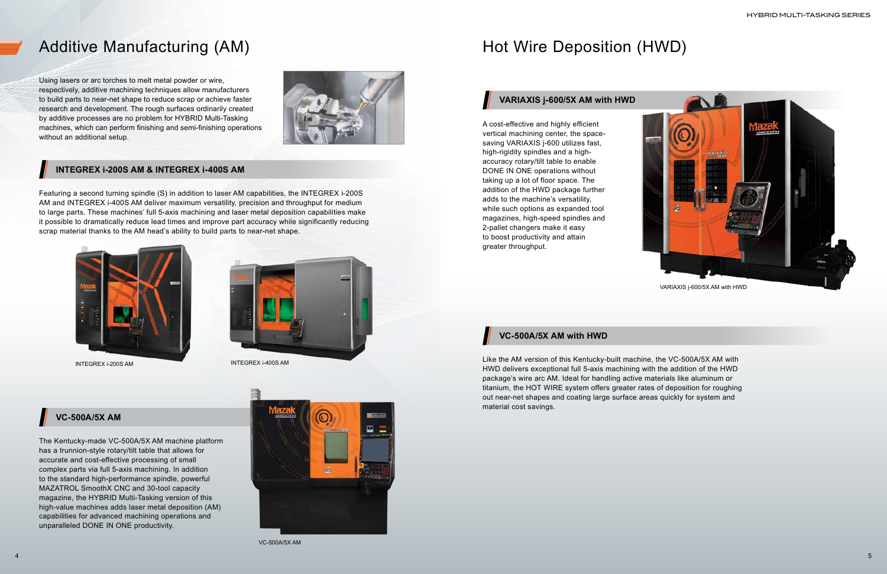# Additive Manufacturing (AM)

Using lasers or arc torches to melt metal powder or wire, respectively, additive machining techniques allow manufacturers to build parts to near-net shape to reduce scrap or achieve faster research and development. The rough surfaces ordinarily created by additive processes are no problem for HYBRID Multi-Tasking machines, which can perform finishing and semi-finishing operations without an additional setup.

## INTEGREX i-200S AM & INTEGREX i-400S AM

Featuring a second turning spindle (S) in addition to laser AM capabilities, the INTEGREX i-200S AM and INTEGREX i-400S AM deliver maximum versatility, precision and throughput for medium to large parts. These machines' full 5-axis machining and laser metal deposition capabilities make it possible to dramatically reduce lead times and improve part accuracy while significantly reducing scrap material thanks to the AM head's ability to build parts to near-net shape.

INTEGREX i-200S AM

INTEGREX i-400S AM

## VC-500A/5X AM

The Kentucky-made VC-500A/5X AM machine platform has a trunnion-style rotary/tilt table that allows for accurate and cost-effective processing of small complex parts via full 5-axis machining. In addition to the standard high-performance spindle, powerful MAZATROL SmoothX CNC and 30-tool capacity magazine, the HYBRID Multi-Tasking version of this high-value machines adds laser metal deposition (AM) capabilities for advanced machining operations and unparalleled DONE IN ONE productivity.

VC-500A/5X AM

# Hot Wire Deposition (HWD)

## VARIAXIS j-600/5X AM with HWD

A cost-effective and highly efficient vertical machining center, the space-saving VARIAXIS j-600 utilizes fast, high-rigidity spindles and a high-accuracy rotary/tilt table to enable DONE IN ONE operations without taking up a lot of floor space. The addition of the HWD package further adds to the machine's versatility, while such options as expanded tool magazines, high-speed spindles and 2-pallet changers make it easy to boost productivity and attain greater throughput.

VARIAXIS j-600/5X AM with HWD

## VC-500A/5X AM with HWD

Like the AM version of this Kentucky-built machine, the VC-500A/5X AM with HWD delivers exceptional full 5-axis machining with the addition of the HWD package's wire arc AM. Ideal for handling active materials like aluminum or titanium, the HOT WIRE system offers greater rates of deposition for roughing out near-net shapes and coating large surface areas quickly for system and material cost savings.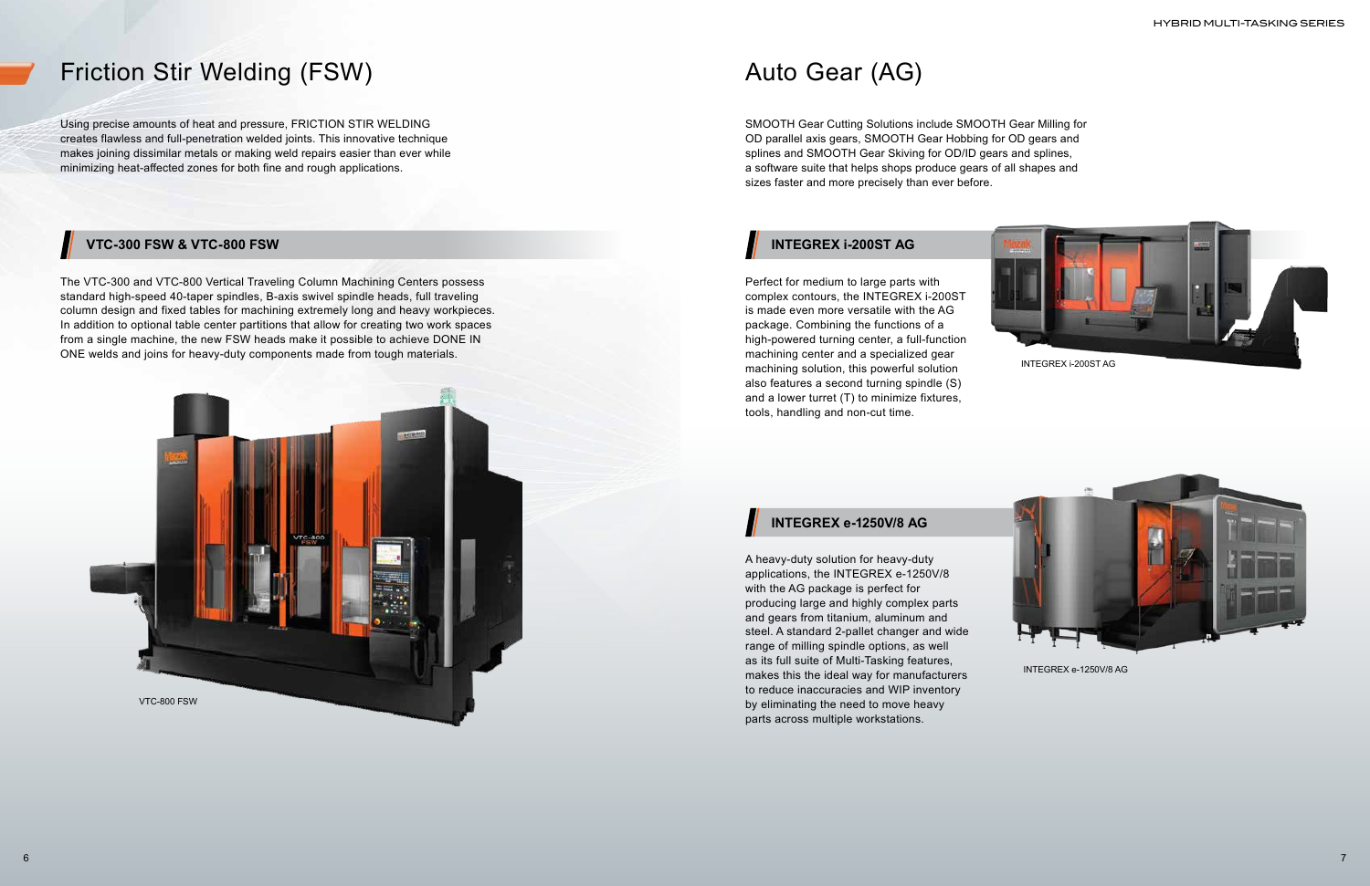# Friction Stir Welding (FSW)

Using precise amounts of heat and pressure, FRICTION STIR WELDING creates flawless and full-penetration welded joints. This innovative technique makes joining dissimilar metals or making weld repairs easier than ever while minimizing heat-affected zones for both fine and rough applications.

## VTC-300 FSW & VTC-800 FSW

The VTC-300 and VTC-800 Vertical Traveling Column Machining Centers possess standard high-speed 40-taper spindles, B-axis swivel spindle heads, full traveling column design and fixed tables for machining extremely long and heavy workpieces. In addition to optional table center partitions that allow for creating two work spaces from a single machine, the new FSW heads make it possible to achieve DONE IN ONE welds and joins for heavy-duty components made from tough materials.

VTC-800 FSW

# Auto Gear (AG)

SMOOTH Gear Cutting Solutions include SMOOTH Gear Milling for OD parallel axis gears, SMOOTH Gear Hobbing for OD gears and splines and SMOOTH Gear Skiving for OD/ID gears and splines, a software suite that helps shops produce gears of all shapes and sizes faster and more precisely than ever before.

## INTEGREX i-200ST AG

Perfect for medium to large parts with complex contours, the INTEGREX i-200ST is made even more versatile with the AG package. Combining the functions of a high-powered turning center, a full-function machining center and a specialized gear machining solution, this powerful solution also features a second turning spindle (S) and a lower turret (T) to minimize fixtures, tools, handling and non-cut time.

INTEGREX i-200ST AG

## INTEGREX e-1250V/8 AG

A heavy-duty solution for heavy-duty applications, the INTEGREX e-1250V/8 with the AG package is perfect for producing large and highly complex parts and gears from titanium, aluminum and steel. A standard 2-pallet changer and wide range of milling spindle options, as well as its full suite of Multi-Tasking features, makes this the ideal way for manufacturers to reduce inaccuracies and WIP inventory by eliminating the need to move heavy parts across multiple workstations.

INTEGREX e-1250V/8 AG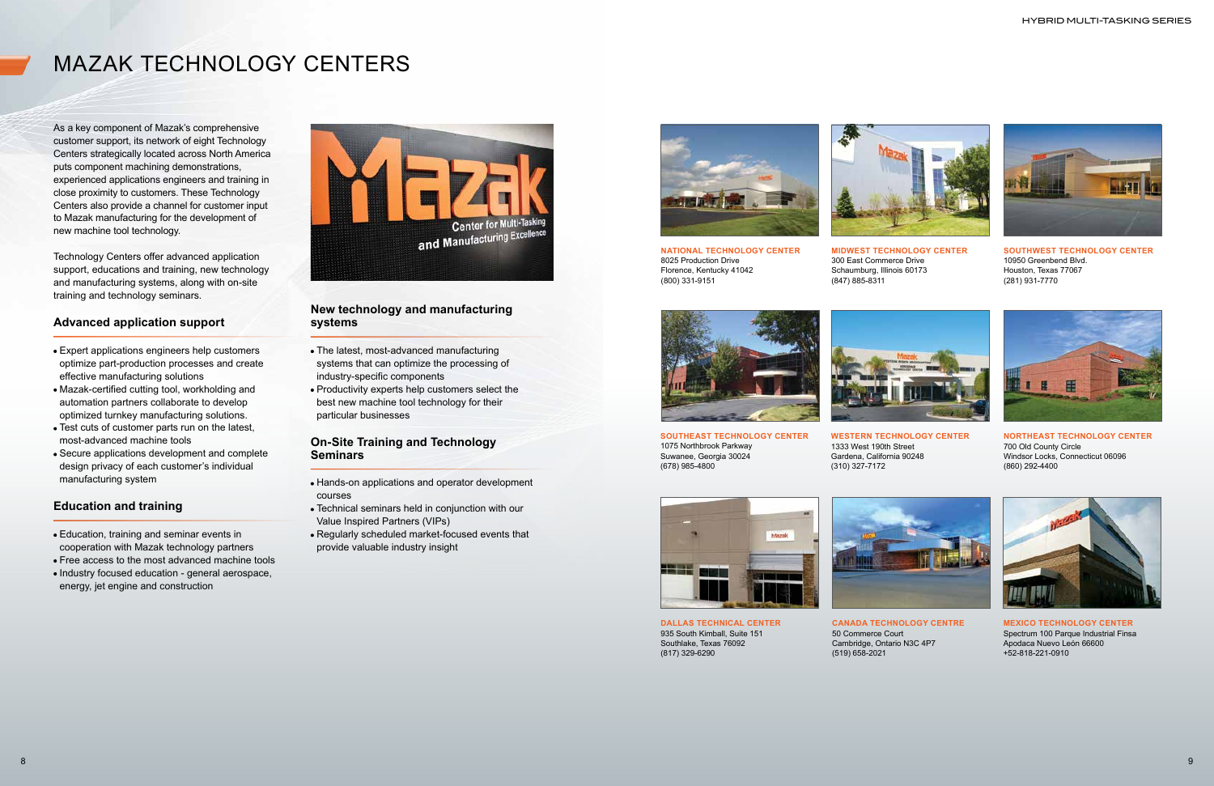# MAZAK TECHNOLOGY CENTERS

As a key component of Mazak's comprehensive customer support, its network of eight Technology Centers strategically located across North America puts component machining demonstrations, experienced applications engineers and training in close proximity to customers. These Technology Centers also provide a channel for customer input to Mazak manufacturing for the development of new machine tool technology.

Technology Centers offer advanced application support, educations and training, new technology and manufacturing systems, along with on-site training and technology seminars.

## Advanced application support

- Expert applications engineers help customers optimize part-production processes and create effective manufacturing solutions
- Mazak-certified cutting tool, workholding and automation partners collaborate to develop optimized turnkey manufacturing solutions.
- Test cuts of customer parts run on the latest, most-advanced machine tools
- Secure applications development and complete design privacy of each customer's individual manufacturing system

## Education and training

- Education, training and seminar events in cooperation with Mazak technology partners
- Free access to the most advanced machine tools
- Industry focused education - general aerospace, energy, jet engine and construction

## New technology and manufacturing systems

- The latest, most-advanced manufacturing systems that can optimize the processing of industry-specific components
- Productivity experts help customers select the best new machine tool technology for their particular businesses

## On-Site Training and Technology Seminars

- Hands-on applications and operator development courses
- Technical seminars held in conjunction with our Value Inspired Partners (VIPs)
- Regularly scheduled market-focused events that provide valuable industry insight

**NATIONAL TECHNOLOGY CENTER**
8025 Production Drive
Florence, Kentucky 41042
(800) 331-9151

**MIDWEST TECHNOLOGY CENTER**
300 East Commerce Drive
Schaumburg, Illinois 60173
(847) 885-8311

**SOUTHWEST TECHNOLOGY CENTER**
10950 Greenbend Blvd.
Houston, Texas 77067
(281) 931-7770

**SOUTHEAST TECHNOLOGY CENTER**
1075 Northbrook Parkway
Suwanee, Georgia 30024
(678) 985-4800

**WESTERN TECHNOLOGY CENTER**
1333 West 190th Street
Gardena, California 90248
(310) 327-7172

**NORTHEAST TECHNOLOGY CENTER**
700 Old County Circle
Windsor Locks, Connecticut 06096
(860) 292-4400

**DALLAS TECHNICAL CENTER**
935 South Kimball, Suite 151
Southlake, Texas 76092
(817) 329-6290

**CANADA TECHNOLOGY CENTRE**
50 Commerce Court
Cambridge, Ontario N3C 4P7
(519) 658-2021

**MEXICO TECHNOLOGY CENTER**
Spectrum 100 Parque Industrial Finsa
Apodaca Nuevo León 66600
+52-818-221-0910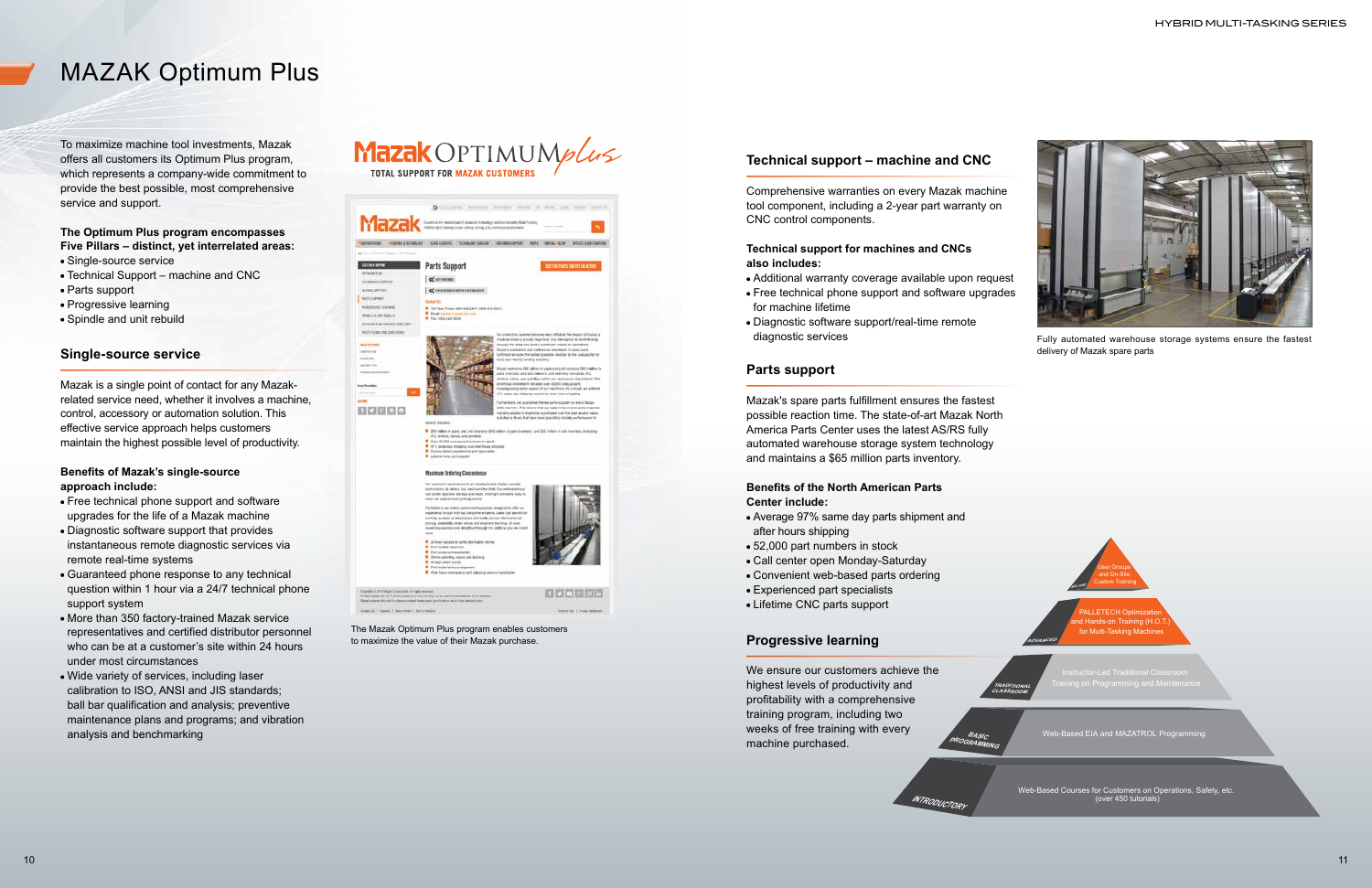# MAZAK Optimum Plus

To maximize machine tool investments, Mazak offers all customers its Optimum Plus program, which represents a company-wide commitment to provide the best possible, most comprehensive service and support.

**The Optimum Plus program encompasses Five Pillars – distinct, yet interrelated areas:**

- Single-source service
- Technical Support – machine and CNC
- Parts support
- Progressive learning
- Spindle and unit rebuild

## Single-source service

Mazak is a single point of contact for any Mazak-related service need, whether it involves a machine, control, accessory or automation solution. This effective service approach helps customers maintain the highest possible level of productivity.

**Benefits of Mazak's single-source approach include:**

- Free technical phone support and software upgrades for the life of a Mazak machine
- Diagnostic software support that provides instantaneous remote diagnostic services via remote real-time systems
- Guaranteed phone response to any technical question within 1 hour via a 24/7 technical phone support system
- More than 350 factory-trained Mazak service representatives and certified distributor personnel who can be at a customer's site within 24 hours under most circumstances
- Wide variety of services, including laser calibration to ISO, ANSI and JIS standards; ball bar qualification and analysis; preventive maintenance plans and programs; and vibration analysis and benchmarking

Mazak OPTIMUM plus
TOTAL SUPPORT FOR MAZAK CUSTOMERS

The Mazak Optimum Plus program enables customers to maximize the value of their Mazak purchase.

## Technical support – machine and CNC

Comprehensive warranties on every Mazak machine tool component, including a 2-year part warranty on CNC control components.

**Technical support for machines and CNCs also includes:**

- Additional warranty coverage available upon request
- Free technical phone support and software upgrades for machine lifetime
- Diagnostic software support/real-time remote diagnostic services

Fully automated warehouse storage systems ensure the fastest delivery of Mazak spare parts

## Parts support

Mazak's spare parts fulfillment ensures the fastest possible reaction time. The state-of-art Mazak North America Parts Center uses the latest AS/RS fully automated warehouse storage system technology and maintains a $65 million parts inventory.

**Benefits of the North American Parts Center include:**

- Average 97% same day parts shipment and after hours shipping
- 52,000 part numbers in stock
- Call center open Monday-Saturday
- Convenient web-based parts ordering
- Experienced part specialists
- Lifetime CNC parts support

## Progressive learning

We ensure our customers achieve the highest levels of productivity and profitability with a comprehensive training program, including two weeks of free training with every machine purchased.

- ELITE: User Groups and On-Site Custom Training
- ADVANCED: PALLETECH Optimization and Hands-on Training (H.O.T.) for Multi-Tasking Machines
- TRADITIONAL CLASSROOM: Instructor-Led Traditional Classroom Training on Programming and Maintenance
- BASIC PROGRAMMING: Web-Based EIA and MAZATROL Programming
- INTRODUCTORY: Web-Based Courses for Customers on Operations, Safety, etc. (over 450 tutorials)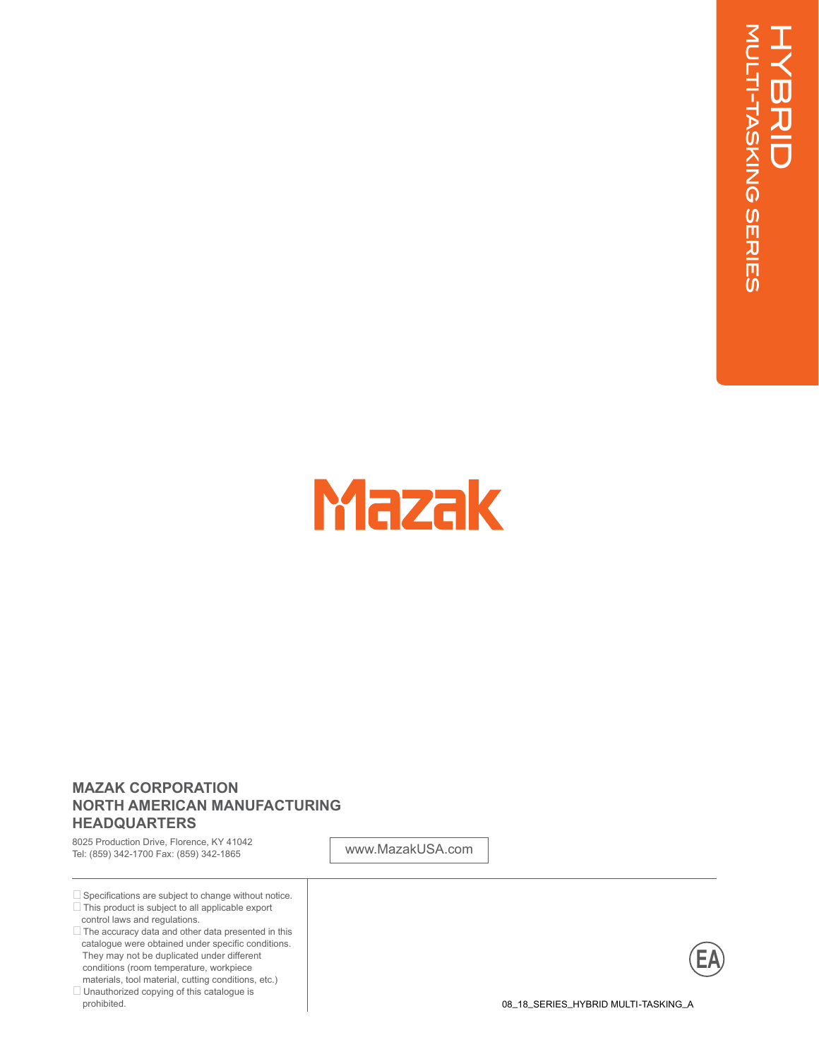HYBRID

MULTI-TASKING SERIES

Mazak

**MAZAK CORPORATION**
**NORTH AMERICAN MANUFACTURING HEADQUARTERS**

8025 Production Drive, Florence, KY 41042
Tel: (859) 342-1700 Fax: (859) 342-1865

www.MazakUSA.com

- Specifications are subject to change without notice.
- This product is subject to all applicable export control laws and regulations.
- The accuracy data and other data presented in this catalogue were obtained under specific conditions. They may not be duplicated under different conditions (room temperature, workpiece materials, tool material, cutting conditions, etc.)
- Unauthorized copying of this catalogue is prohibited.

EA

08_18_SERIES_HYBRID MULTI-TASKING_A